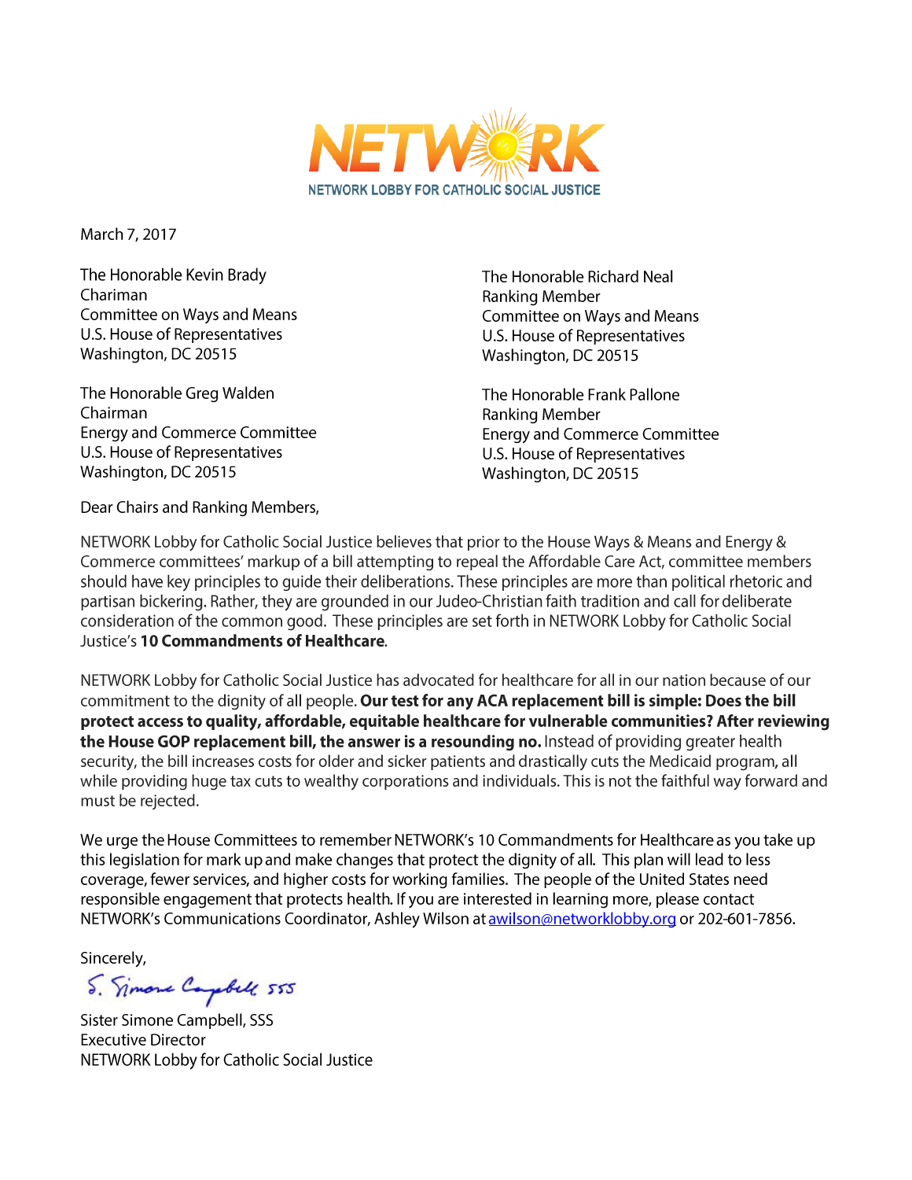NETWORK

NETWORK LOBBY FOR CATHOLIC SOCIAL JUSTICE

March 7, 2017

The Honorable Kevin Brady
Chariman
Committee on Ways and Means
U.S. House of Representatives
Washington, DC 20515

The Honorable Richard Neal
Ranking Member
Committee on Ways and Means
U.S. House of Representatives
Washington, DC 20515

The Honorable Greg Walden
Chairman
Energy and Commerce Committee
U.S. House of Representatives
Washington, DC 20515

The Honorable Frank Pallone
Ranking Member
Energy and Commerce Committee
U.S. House of Representatives
Washington, DC 20515

Dear Chairs and Ranking Members,

NETWORK Lobby for Catholic Social Justice believes that prior to the House Ways & Means and Energy & Commerce committees' markup of a bill attempting to repeal the Affordable Care Act, committee members should have key principles to guide their deliberations. These principles are more than political rhetoric and partisan bickering. Rather, they are grounded in our Judeo-Christian faith tradition and call for deliberate consideration of the common good. These principles are set forth in NETWORK Lobby for Catholic Social Justice's **10 Commandments of Healthcare**.

NETWORK Lobby for Catholic Social Justice has advocated for healthcare for all in our nation because of our commitment to the dignity of all people. **Our test for any ACA replacement bill is simple: Does the bill protect access to quality, affordable, equitable healthcare for vulnerable communities? After reviewing the House GOP replacement bill, the answer is a resounding no.** Instead of providing greater health security, the bill increases costs for older and sicker patients and drastically cuts the Medicaid program, all while providing huge tax cuts to wealthy corporations and individuals. This is not the faithful way forward and must be rejected.

We urge the House Committees to remember NETWORK's 10 Commandments for Healthcare as you take up this legislation for mark up and make changes that protect the dignity of all. This plan will lead to less coverage, fewer services, and higher costs for working families. The people of the United States need responsible engagement that protects health. If you are interested in learning more, please contact NETWORK's Communications Coordinator, Ashley Wilson at awilson@networklobby.org or 202-601-7856.

Sincerely,

S. Simone Campbell SSS

Sister Simone Campbell, SSS
Executive Director
NETWORK Lobby for Catholic Social Justice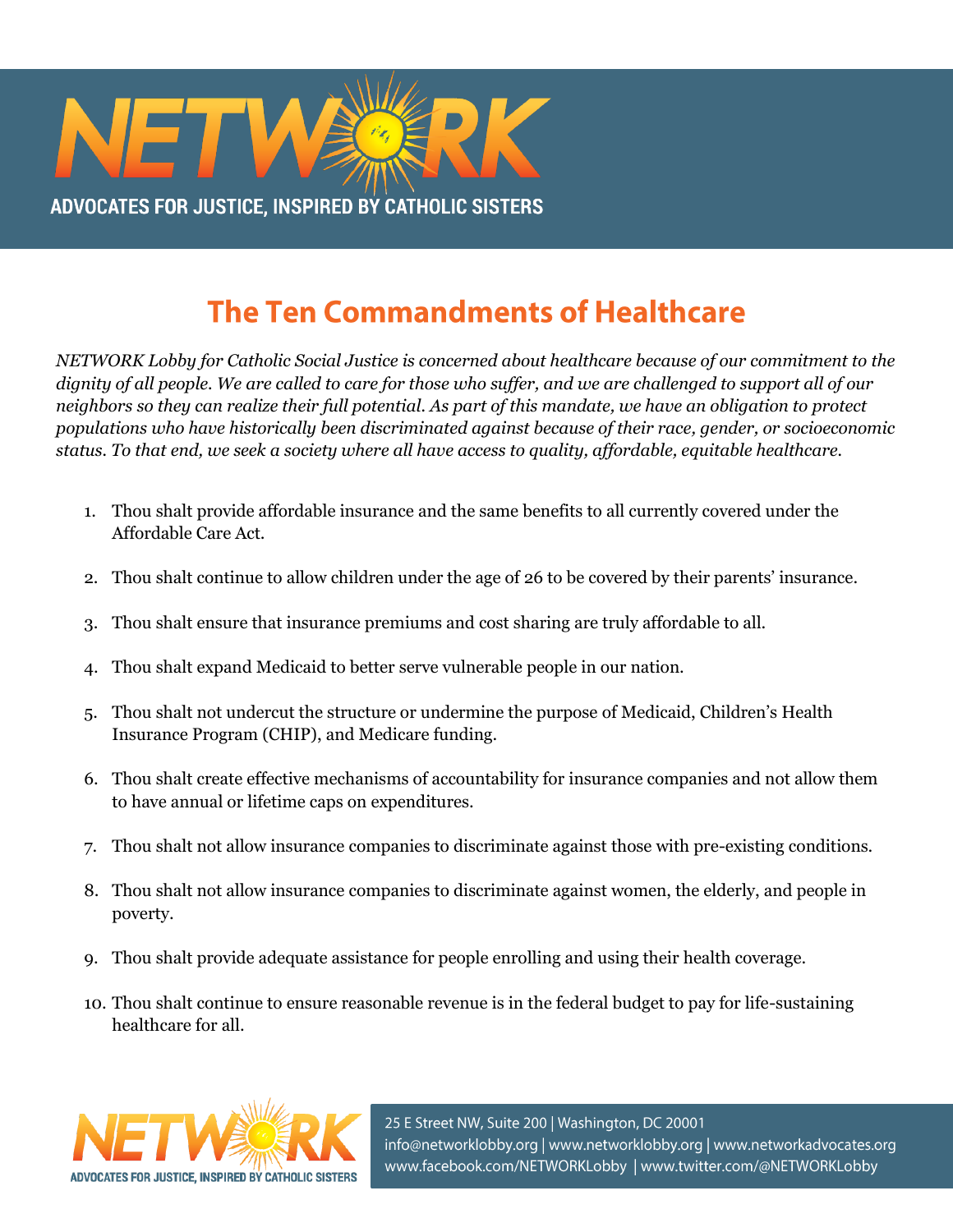NETWORK

ADVOCATES FOR JUSTICE, INSPIRED BY CATHOLIC SISTERS

# The Ten Commandments of Healthcare

*NETWORK Lobby for Catholic Social Justice is concerned about healthcare because of our commitment to the dignity of all people. We are called to care for those who suffer, and we are challenged to support all of our neighbors so they can realize their full potential. As part of this mandate, we have an obligation to protect populations who have historically been discriminated against because of their race, gender, or socioeconomic status. To that end, we seek a society where all have access to quality, affordable, equitable healthcare.*

1. Thou shalt provide affordable insurance and the same benefits to all currently covered under the Affordable Care Act.
2. Thou shalt continue to allow children under the age of 26 to be covered by their parents' insurance.
3. Thou shalt ensure that insurance premiums and cost sharing are truly affordable to all.
4. Thou shalt expand Medicaid to better serve vulnerable people in our nation.
5. Thou shalt not undercut the structure or undermine the purpose of Medicaid, Children's Health Insurance Program (CHIP), and Medicare funding.
6. Thou shalt create effective mechanisms of accountability for insurance companies and not allow them to have annual or lifetime caps on expenditures.
7. Thou shalt not allow insurance companies to discriminate against those with pre-existing conditions.
8. Thou shalt not allow insurance companies to discriminate against women, the elderly, and people in poverty.
9. Thou shalt provide adequate assistance for people enrolling and using their health coverage.
10. Thou shalt continue to ensure reasonable revenue is in the federal budget to pay for life-sustaining healthcare for all.

NETWORK

ADVOCATES FOR JUSTICE, INSPIRED BY CATHOLIC SISTERS

25 E Street NW, Suite 200 | Washington, DC 20001
info@networklobby.org | www.networklobby.org | www.networkadvocates.org
www.facebook.com/NETWORKLobby | www.twitter.com/@NETWORKLobby